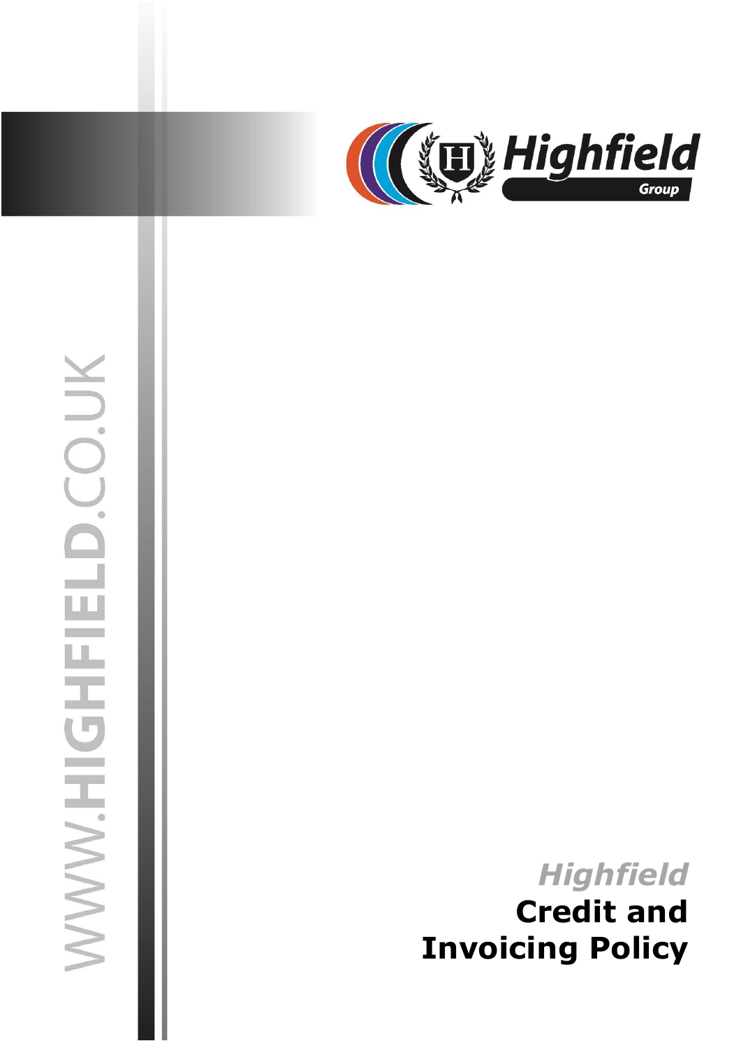# Highfield Credit and Invoicing Policy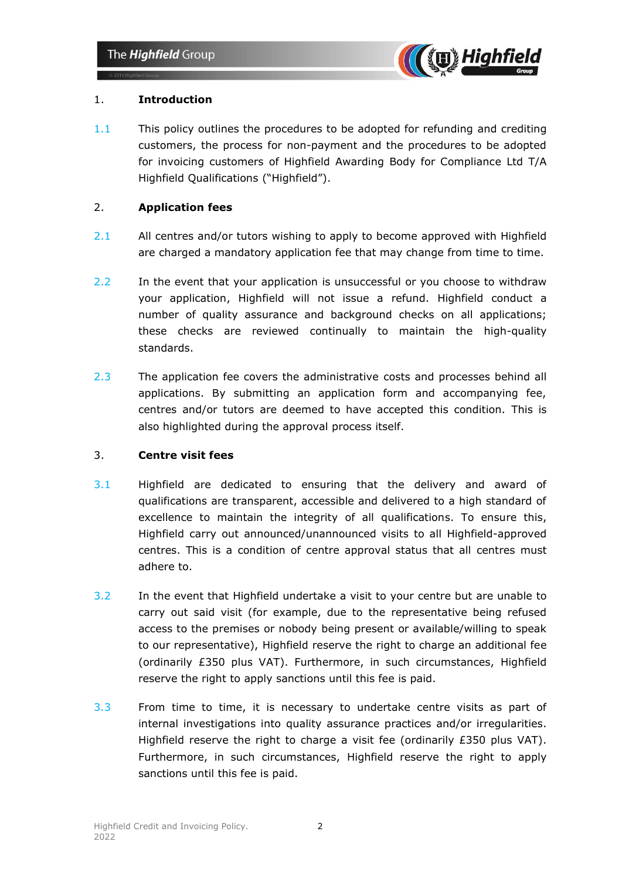## 1. Introduction

1.1 This policy outlines the procedures to be adopted for refunding and crediting customers, the process for non-payment and the procedures to be adopted for invoicing customers of Highfield Awarding Body for Compliance Ltd T/A Highfield Qualifications ("Highfield").

## 2. Application fees

2.1 All centres and/or tutors wishing to apply to become approved with Highfield are charged a mandatory application fee that may change from time to time.

2.2 In the event that your application is unsuccessful or you choose to withdraw your application, Highfield will not issue a refund. Highfield conduct a number of quality assurance and background checks on all applications; these checks are reviewed continually to maintain the high-quality standards.

2.3 The application fee covers the administrative costs and processes behind all applications. By submitting an application form and accompanying fee, centres and/or tutors are deemed to have accepted this condition. This is also highlighted during the approval process itself.

## 3. Centre visit fees

3.1 Highfield are dedicated to ensuring that the delivery and award of qualifications are transparent, accessible and delivered to a high standard of excellence to maintain the integrity of all qualifications. To ensure this, Highfield carry out announced/unannounced visits to all Highfield-approved centres. This is a condition of centre approval status that all centres must adhere to.

3.2 In the event that Highfield undertake a visit to your centre but are unable to carry out said visit (for example, due to the representative being refused access to the premises or nobody being present or available/willing to speak to our representative), Highfield reserve the right to charge an additional fee (ordinarily £350 plus VAT). Furthermore, in such circumstances, Highfield reserve the right to apply sanctions until this fee is paid.

3.3 From time to time, it is necessary to undertake centre visits as part of internal investigations into quality assurance practices and/or irregularities. Highfield reserve the right to charge a visit fee (ordinarily £350 plus VAT). Furthermore, in such circumstances, Highfield reserve the right to apply sanctions until this fee is paid.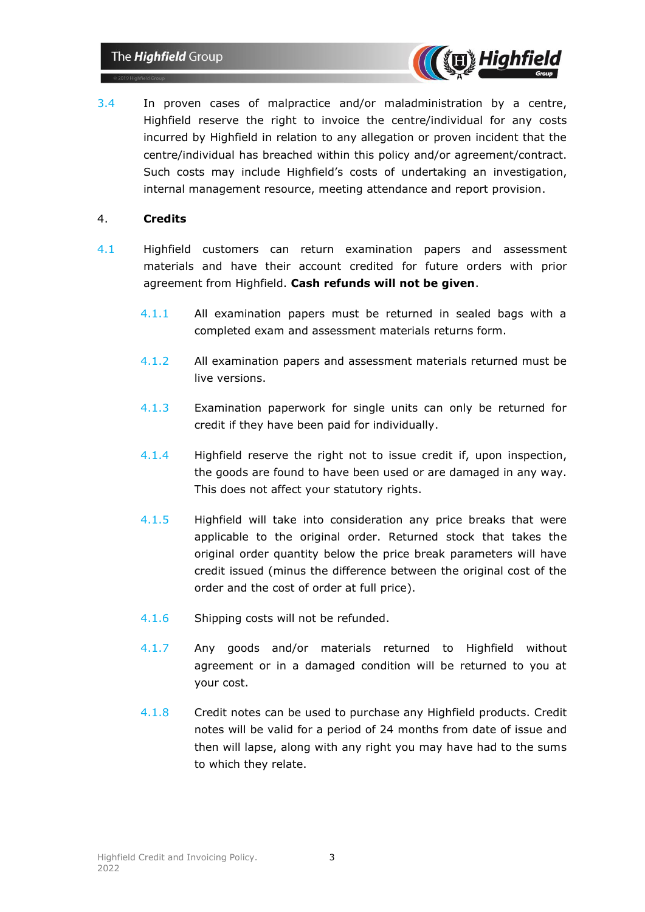3.4 In proven cases of malpractice and/or maladministration by a centre, Highfield reserve the right to invoice the centre/individual for any costs incurred by Highfield in relation to any allegation or proven incident that the centre/individual has breached within this policy and/or agreement/contract. Such costs may include Highfield's costs of undertaking an investigation, internal management resource, meeting attendance and report provision.

## 4. Credits

4.1 Highfield customers can return examination papers and assessment materials and have their account credited for future orders with prior agreement from Highfield. **Cash refunds will not be given**.

- 4.1.1 All examination papers must be returned in sealed bags with a completed exam and assessment materials returns form.

- 4.1.2 All examination papers and assessment materials returned must be live versions.

- 4.1.3 Examination paperwork for single units can only be returned for credit if they have been paid for individually.

- 4.1.4 Highfield reserve the right not to issue credit if, upon inspection, the goods are found to have been used or are damaged in any way. This does not affect your statutory rights.

- 4.1.5 Highfield will take into consideration any price breaks that were applicable to the original order. Returned stock that takes the original order quantity below the price break parameters will have credit issued (minus the difference between the original cost of the order and the cost of order at full price).

- 4.1.6 Shipping costs will not be refunded.

- 4.1.7 Any goods and/or materials returned to Highfield without agreement or in a damaged condition will be returned to you at your cost.

- 4.1.8 Credit notes can be used to purchase any Highfield products. Credit notes will be valid for a period of 24 months from date of issue and then will lapse, along with any right you may have had to the sums to which they relate.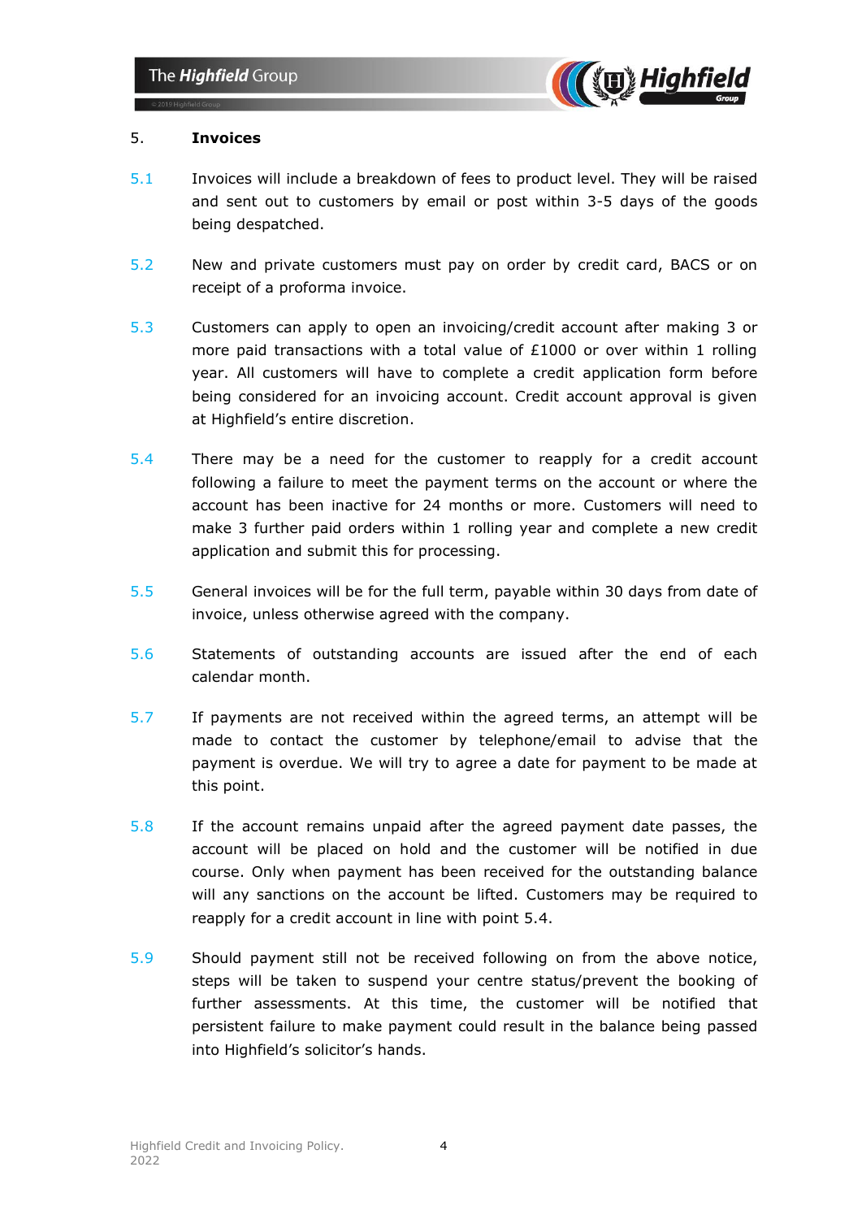## 5. **Invoices**

5.1 Invoices will include a breakdown of fees to product level. They will be raised and sent out to customers by email or post within 3-5 days of the goods being despatched.

5.2 New and private customers must pay on order by credit card, BACS or on receipt of a proforma invoice.

5.3 Customers can apply to open an invoicing/credit account after making 3 or more paid transactions with a total value of £1000 or over within 1 rolling year. All customers will have to complete a credit application form before being considered for an invoicing account. Credit account approval is given at Highfield's entire discretion.

5.4 There may be a need for the customer to reapply for a credit account following a failure to meet the payment terms on the account or where the account has been inactive for 24 months or more. Customers will need to make 3 further paid orders within 1 rolling year and complete a new credit application and submit this for processing.

5.5 General invoices will be for the full term, payable within 30 days from date of invoice, unless otherwise agreed with the company.

5.6 Statements of outstanding accounts are issued after the end of each calendar month.

5.7 If payments are not received within the agreed terms, an attempt will be made to contact the customer by telephone/email to advise that the payment is overdue. We will try to agree a date for payment to be made at this point.

5.8 If the account remains unpaid after the agreed payment date passes, the account will be placed on hold and the customer will be notified in due course. Only when payment has been received for the outstanding balance will any sanctions on the account be lifted. Customers may be required to reapply for a credit account in line with point 5.4.

5.9 Should payment still not be received following on from the above notice, steps will be taken to suspend your centre status/prevent the booking of further assessments. At this time, the customer will be notified that persistent failure to make payment could result in the balance being passed into Highfield's solicitor's hands.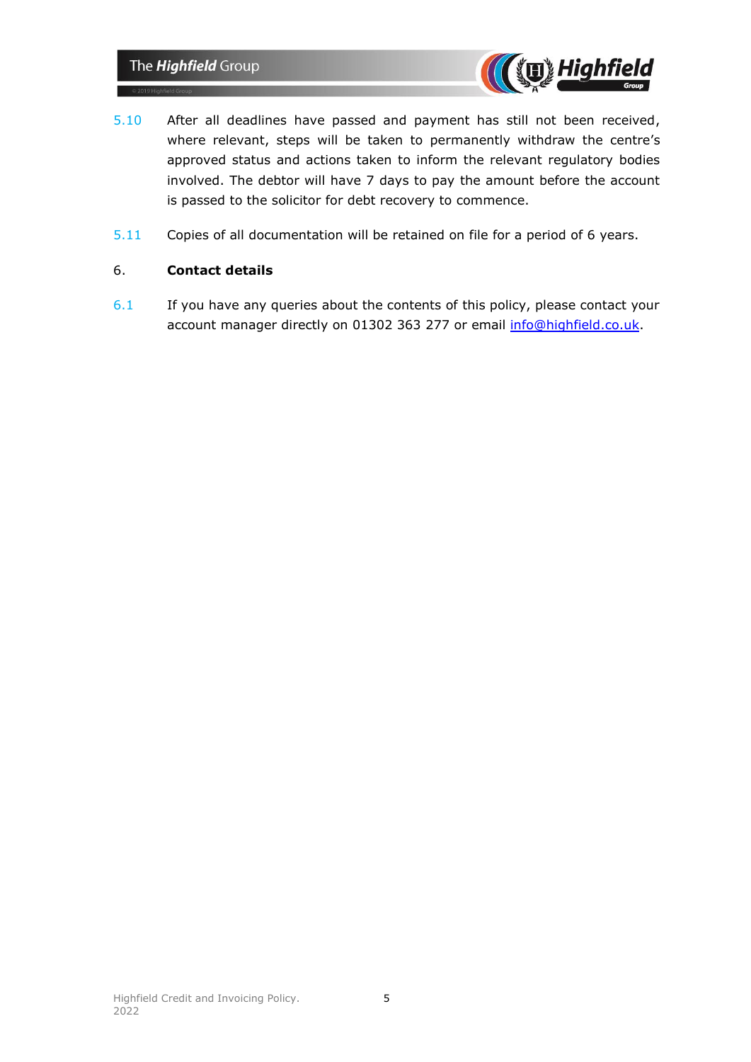5.10 After all deadlines have passed and payment has still not been received, where relevant, steps will be taken to permanently withdraw the centre's approved status and actions taken to inform the relevant regulatory bodies involved. The debtor will have 7 days to pay the amount before the account is passed to the solicitor for debt recovery to commence.

5.11 Copies of all documentation will be retained on file for a period of 6 years.

## 6. Contact details

6.1 If you have any queries about the contents of this policy, please contact your account manager directly on 01302 363 277 or email info@highfield.co.uk.